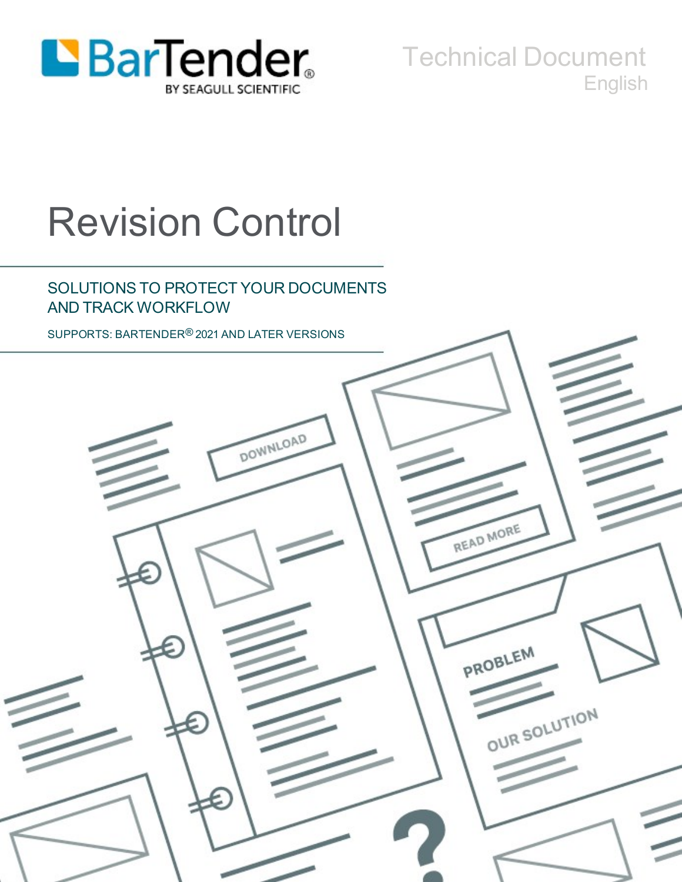BarTender
BY SEAGULL SCIENTIFIC

Technical Document
English

# Revision Control

## SOLUTIONS TO PROTECT YOUR DOCUMENTS AND TRACK WORKFLOW

SUPPORTS: BARTENDER® 2021 AND LATER VERSIONS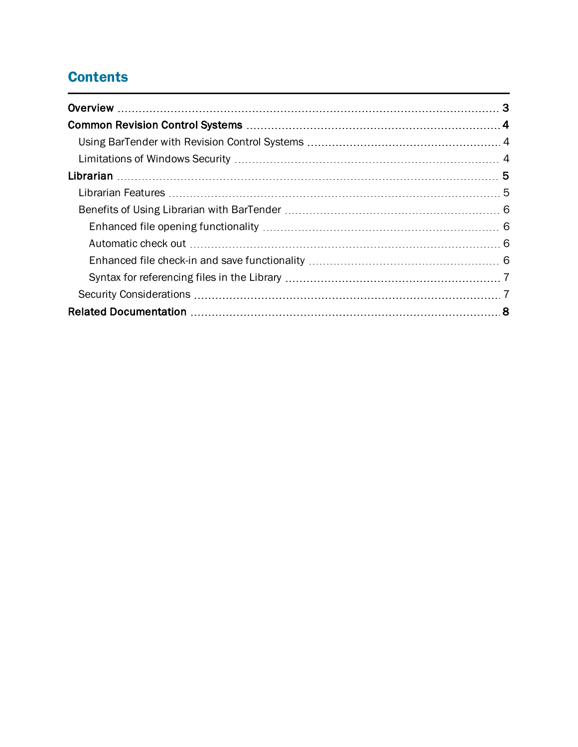# Contents

**Overview** 3

**Common Revision Control Systems** 4

- Using BarTender with Revision Control Systems 4
- Limitations of Windows Security 4

**Librarian** 5

- Librarian Features 5
- Benefits of Using Librarian with BarTender 6
  - Enhanced file opening functionality 6
  - Automatic check out 6
  - Enhanced file check-in and save functionality 6
  - Syntax for referencing files in the Library 7
- Security Considerations 7

**Related Documentation** 8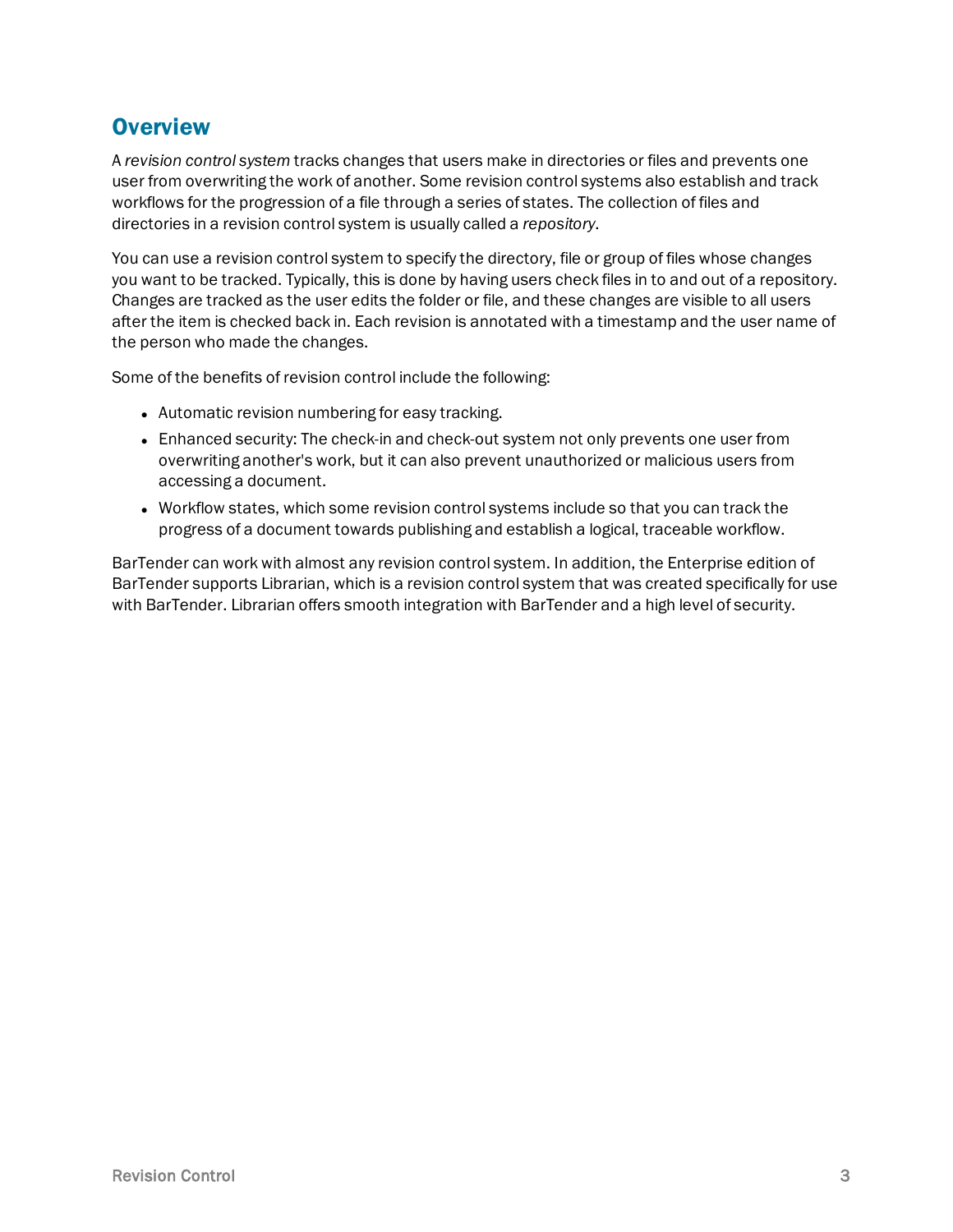## Overview

A *revision control system* tracks changes that users make in directories or files and prevents one user from overwriting the work of another. Some revision control systems also establish and track workflows for the progression of a file through a series of states. The collection of files and directories in a revision control system is usually called a *repository*.

You can use a revision control system to specify the directory, file or group of files whose changes you want to be tracked. Typically, this is done by having users check files in to and out of a repository. Changes are tracked as the user edits the folder or file, and these changes are visible to all users after the item is checked back in. Each revision is annotated with a timestamp and the user name of the person who made the changes.

Some of the benefits of revision control include the following:

- Automatic revision numbering for easy tracking.
- Enhanced security: The check-in and check-out system not only prevents one user from overwriting another's work, but it can also prevent unauthorized or malicious users from accessing a document.
- Workflow states, which some revision control systems include so that you can track the progress of a document towards publishing and establish a logical, traceable workflow.

BarTender can work with almost any revision control system. In addition, the Enterprise edition of BarTender supports Librarian, which is a revision control system that was created specifically for use with BarTender. Librarian offers smooth integration with BarTender and a high level of security.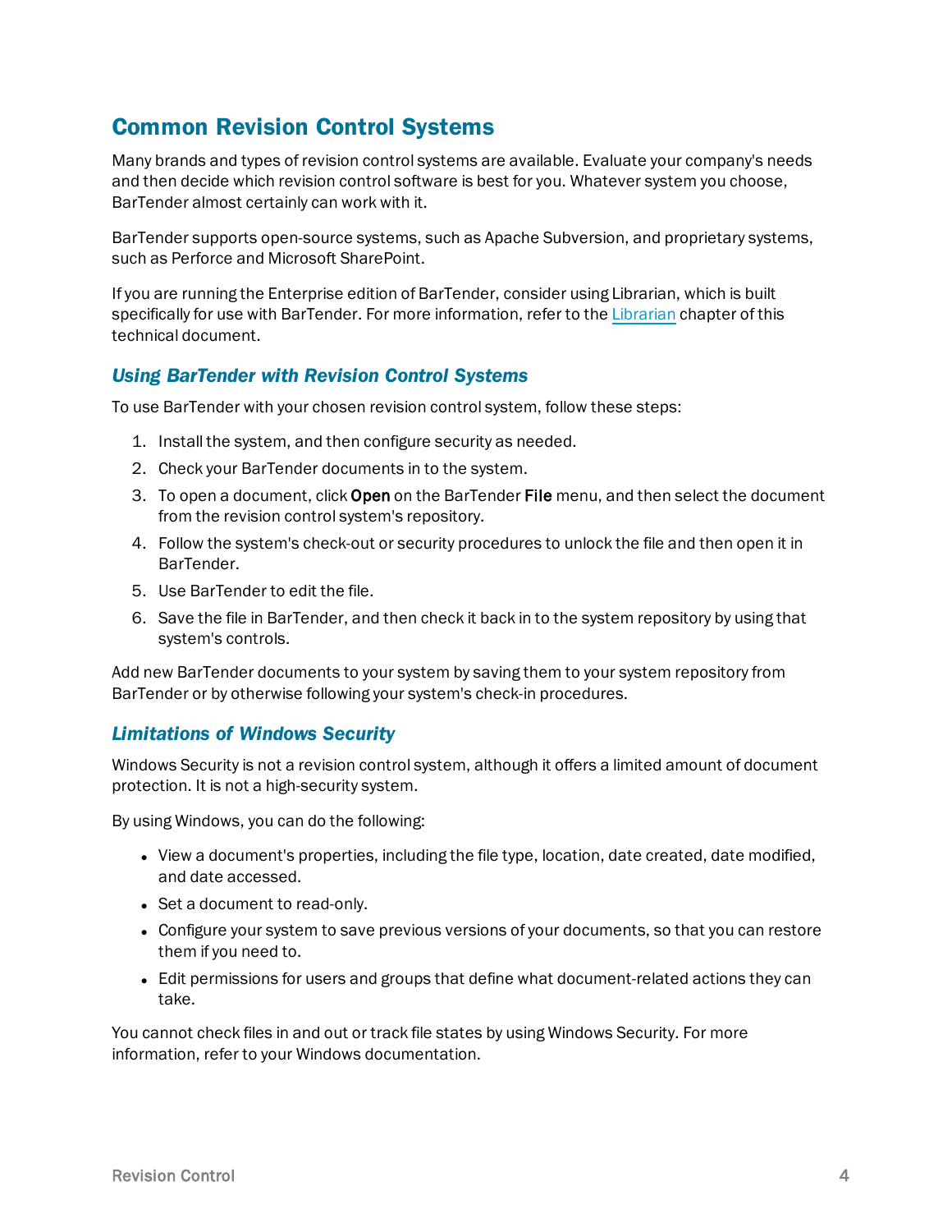## Common Revision Control Systems

Many brands and types of revision control systems are available. Evaluate your company's needs and then decide which revision control software is best for you. Whatever system you choose, BarTender almost certainly can work with it.

BarTender supports open-source systems, such as Apache Subversion, and proprietary systems, such as Perforce and Microsoft SharePoint.

If you are running the Enterprise edition of BarTender, consider using Librarian, which is built specifically for use with BarTender. For more information, refer to the Librarian chapter of this technical document.

### Using BarTender with Revision Control Systems

To use BarTender with your chosen revision control system, follow these steps:

1. Install the system, and then configure security as needed.
2. Check your BarTender documents in to the system.
3. To open a document, click **Open** on the BarTender **File** menu, and then select the document from the revision control system's repository.
4. Follow the system's check-out or security procedures to unlock the file and then open it in BarTender.
5. Use BarTender to edit the file.
6. Save the file in BarTender, and then check it back in to the system repository by using that system's controls.

Add new BarTender documents to your system by saving them to your system repository from BarTender or by otherwise following your system's check-in procedures.

### Limitations of Windows Security

Windows Security is not a revision control system, although it offers a limited amount of document protection. It is not a high-security system.

By using Windows, you can do the following:

- View a document's properties, including the file type, location, date created, date modified, and date accessed.
- Set a document to read-only.
- Configure your system to save previous versions of your documents, so that you can restore them if you need to.
- Edit permissions for users and groups that define what document-related actions they can take.

You cannot check files in and out or track file states by using Windows Security. For more information, refer to your Windows documentation.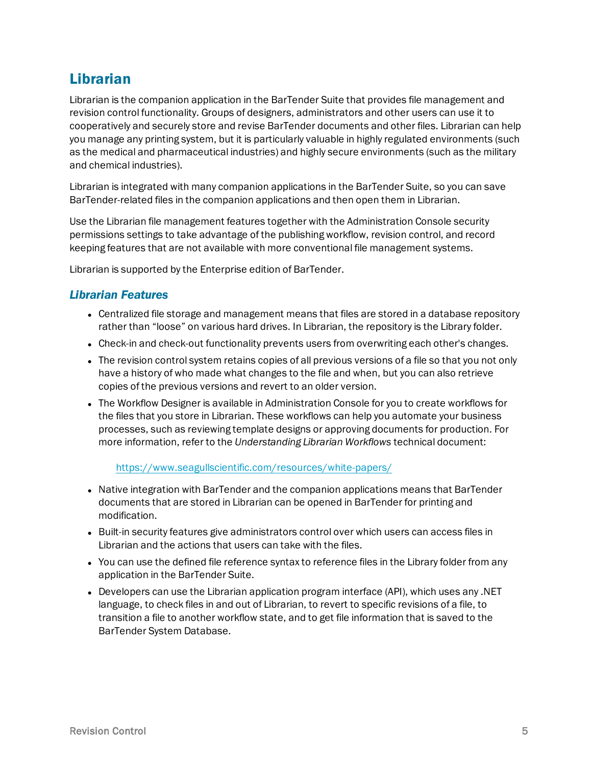## Librarian

Librarian is the companion application in the BarTender Suite that provides file management and revision control functionality. Groups of designers, administrators and other users can use it to cooperatively and securely store and revise BarTender documents and other files. Librarian can help you manage any printing system, but it is particularly valuable in highly regulated environments (such as the medical and pharmaceutical industries) and highly secure environments (such as the military and chemical industries).

Librarian is integrated with many companion applications in the BarTender Suite, so you can save BarTender-related files in the companion applications and then open them in Librarian.

Use the Librarian file management features together with the Administration Console security permissions settings to take advantage of the publishing workflow, revision control, and record keeping features that are not available with more conventional file management systems.

Librarian is supported by the Enterprise edition of BarTender.

### *Librarian Features*

- Centralized file storage and management means that files are stored in a database repository rather than “loose” on various hard drives. In Librarian, the repository is the Library folder.
- Check-in and check-out functionality prevents users from overwriting each other's changes.
- The revision control system retains copies of all previous versions of a file so that you not only have a history of who made what changes to the file and when, but you can also retrieve copies of the previous versions and revert to an older version.
- The Workflow Designer is available in Administration Console for you to create workflows for the files that you store in Librarian. These workflows can help you automate your business processes, such as reviewing template designs or approving documents for production. For more information, refer to the *Understanding Librarian Workflows* technical document:

  https://www.seagullscientific.com/resources/white-papers/

- Native integration with BarTender and the companion applications means that BarTender documents that are stored in Librarian can be opened in BarTender for printing and modification.
- Built-in security features give administrators control over which users can access files in Librarian and the actions that users can take with the files.
- You can use the defined file reference syntax to reference files in the Library folder from any application in the BarTender Suite.
- Developers can use the Librarian application program interface (API), which uses any .NET language, to check files in and out of Librarian, to revert to specific revisions of a file, to transition a file to another workflow state, and to get file information that is saved to the BarTender System Database.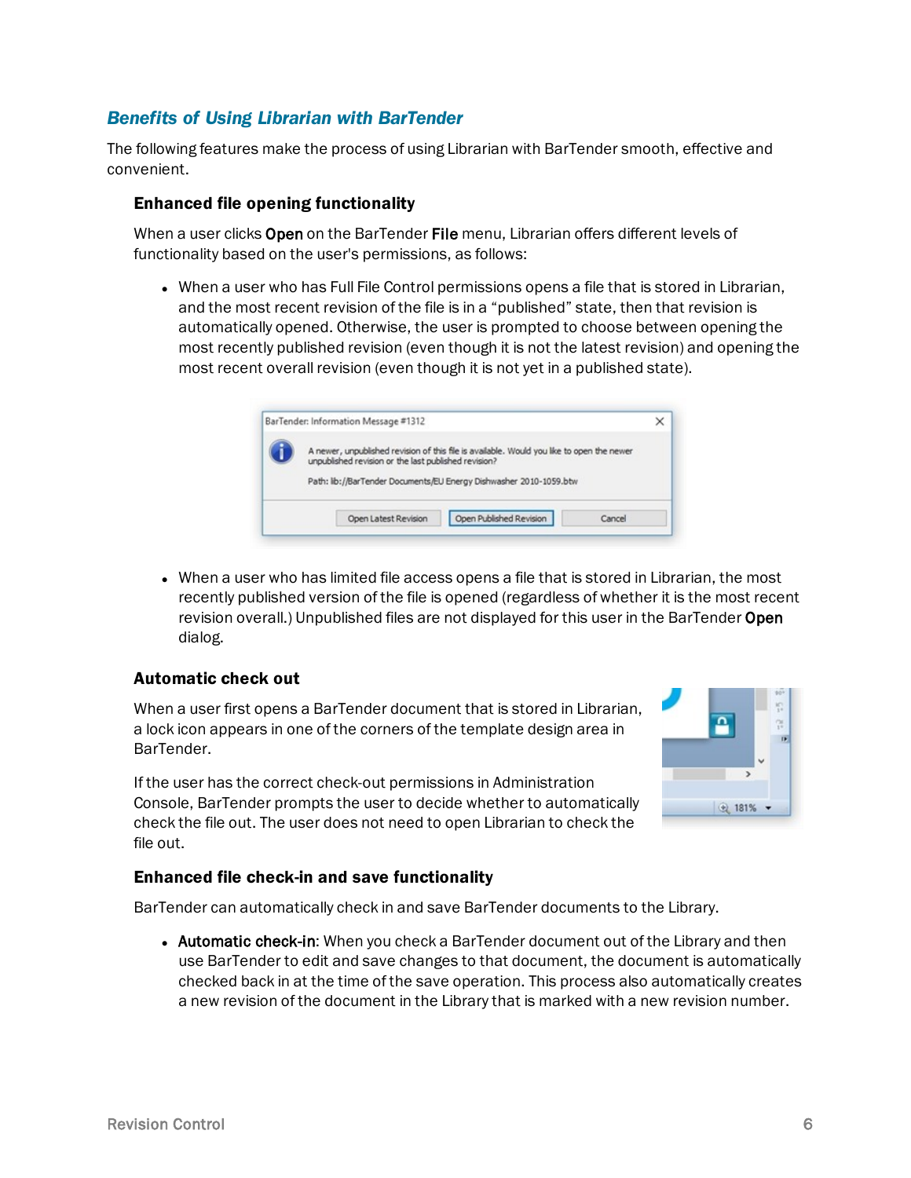## *Benefits of Using Librarian with BarTender*

The following features make the process of using Librarian with BarTender smooth, effective and convenient.

### Enhanced file opening functionality

When a user clicks **Open** on the BarTender **File** menu, Librarian offers different levels of functionality based on the user's permissions, as follows:

- When a user who has Full File Control permissions opens a file that is stored in Librarian, and the most recent revision of the file is in a "published" state, then that revision is automatically opened. Otherwise, the user is prompted to choose between opening the most recently published revision (even though it is not the latest revision) and opening the most recent overall revision (even though it is not yet in a published state).

- When a user who has limited file access opens a file that is stored in Librarian, the most recently published version of the file is opened (regardless of whether it is the most recent revision overall.) Unpublished files are not displayed for this user in the BarTender **Open** dialog.

### Automatic check out

When a user first opens a BarTender document that is stored in Librarian, a lock icon appears in one of the corners of the template design area in BarTender.

If the user has the correct check-out permissions in Administration Console, BarTender prompts the user to decide whether to automatically check the file out. The user does not need to open Librarian to check the file out.

### Enhanced file check-in and save functionality

BarTender can automatically check in and save BarTender documents to the Library.

- **Automatic check-in**: When you check a BarTender document out of the Library and then use BarTender to edit and save changes to that document, the document is automatically checked back in at the time of the save operation. This process also automatically creates a new revision of the document in the Library that is marked with a new revision number.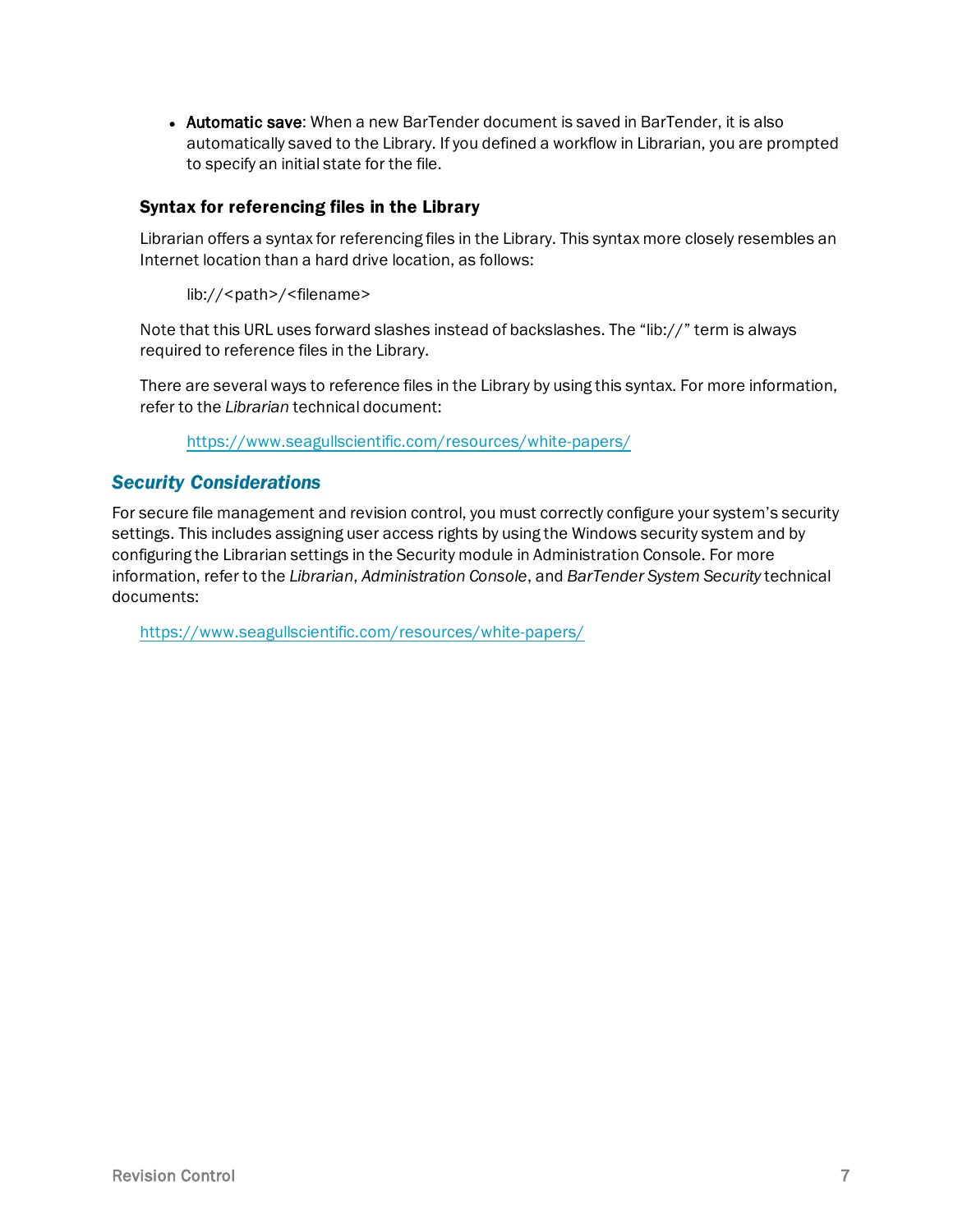- **Automatic save**: When a new BarTender document is saved in BarTender, it is also automatically saved to the Library. If you defined a workflow in Librarian, you are prompted to specify an initial state for the file.

### Syntax for referencing files in the Library

Librarian offers a syntax for referencing files in the Library. This syntax more closely resembles an Internet location than a hard drive location, as follows:

> lib://<path>/<filename>

Note that this URL uses forward slashes instead of backslashes. The "lib://" term is always required to reference files in the Library.

There are several ways to reference files in the Library by using this syntax. For more information, refer to the *Librarian* technical document:

> https://www.seagullscientific.com/resources/white-papers/

## *Security Considerations*

For secure file management and revision control, you must correctly configure your system's security settings. This includes assigning user access rights by using the Windows security system and by configuring the Librarian settings in the Security module in Administration Console. For more information, refer to the *Librarian*, *Administration Console*, and *BarTender System Security* technical documents:

> https://www.seagullscientific.com/resources/white-papers/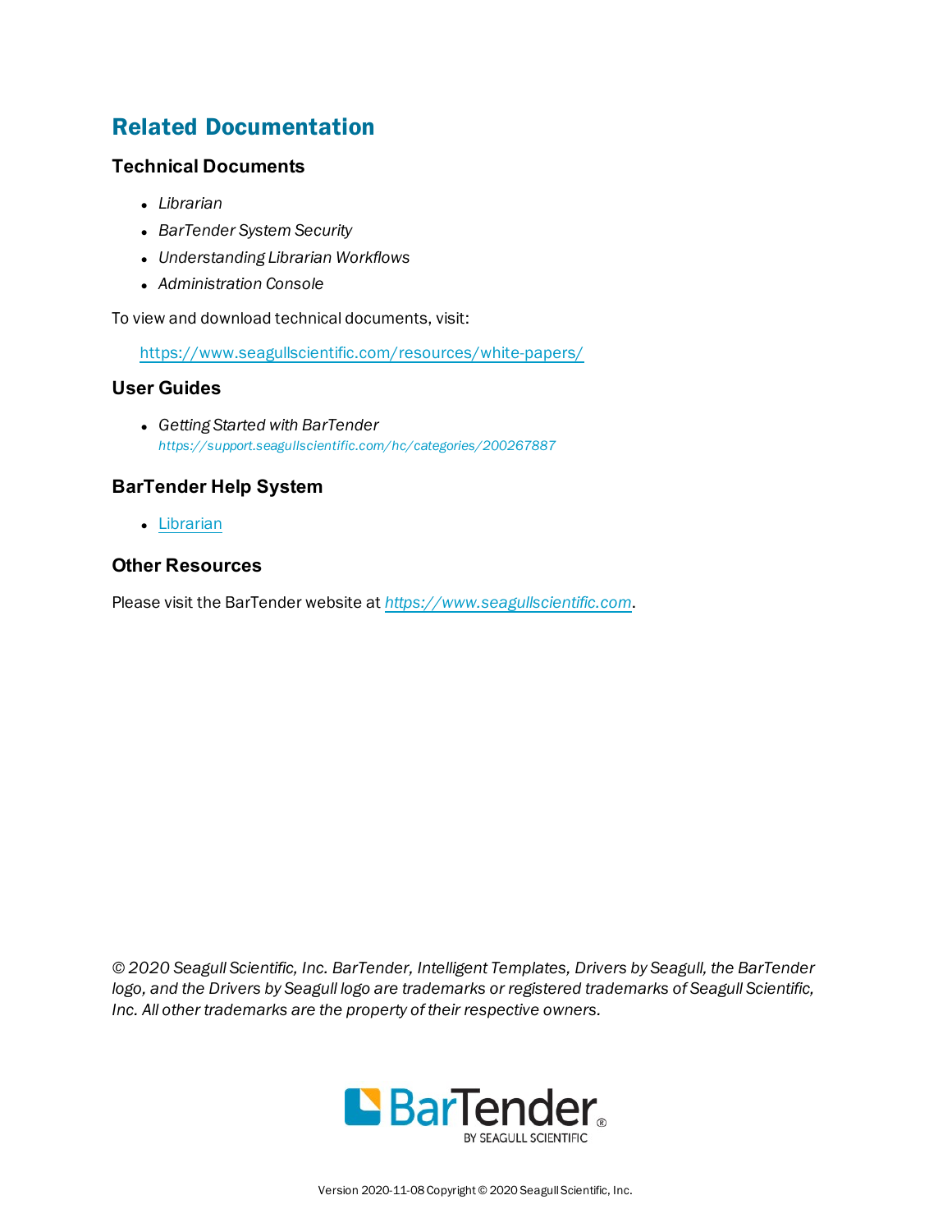# Related Documentation

## Technical Documents

- *Librarian*
- *BarTender System Security*
- *Understanding Librarian Workflows*
- *Administration Console*

To view and download technical documents, visit:

https://www.seagullscientific.com/resources/white-papers/

## User Guides

- *Getting Started with BarTender*
  *https://support.seagullscientific.com/hc/categories/200267887*

## BarTender Help System

- Librarian

## Other Resources

Please visit the BarTender website at *https://www.seagullscientific.com*.

*© 2020 Seagull Scientific, Inc. BarTender, Intelligent Templates, Drivers by Seagull, the BarTender logo, and the Drivers by Seagull logo are trademarks or registered trademarks of Seagull Scientific, Inc. All other trademarks are the property of their respective owners.*

BarTender® BY SEAGULL SCIENTIFIC

Version 2020-11-08 Copyright © 2020 Seagull Scientific, Inc.